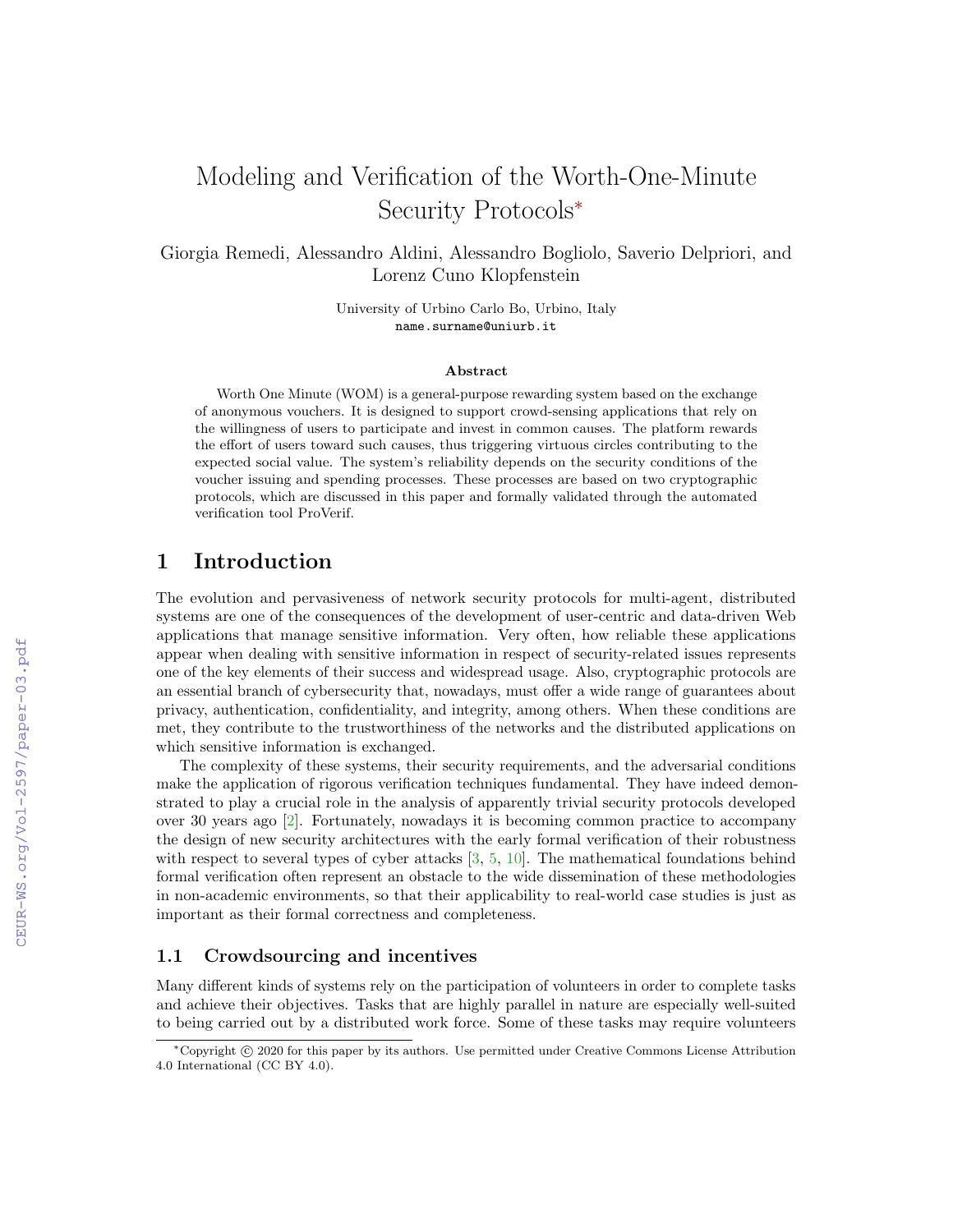# Modeling and Verification of the Worth-One-Minute Security Protocols*

Giorgia Remedi, Alessandro Aldini, Alessandro Bogliolo, Saverio Delpriori, and Lorenz Cuno Klopfenstein

University of Urbino Carlo Bo, Urbino, Italy
name.surname@uniurb.it

### Abstract

Worth One Minute (WOM) is a general-purpose rewarding system based on the exchange of anonymous vouchers. It is designed to support crowd-sensing applications that rely on the willingness of users to participate and invest in common causes. The platform rewards the effort of users toward such causes, thus triggering virtuous circles contributing to the expected social value. The system's reliability depends on the security conditions of the voucher issuing and spending processes. These processes are based on two cryptographic protocols, which are discussed in this paper and formally validated through the automated verification tool ProVerif.

## 1 Introduction

The evolution and pervasiveness of network security protocols for multi-agent, distributed systems are one of the consequences of the development of user-centric and data-driven Web applications that manage sensitive information. Very often, how reliable these applications appear when dealing with sensitive information in respect of security-related issues represents one of the key elements of their success and widespread usage. Also, cryptographic protocols are an essential branch of cybersecurity that, nowadays, must offer a wide range of guarantees about privacy, authentication, confidentiality, and integrity, among others. When these conditions are met, they contribute to the trustworthiness of the networks and the distributed applications on which sensitive information is exchanged.

The complexity of these systems, their security requirements, and the adversarial conditions make the application of rigorous verification techniques fundamental. They have indeed demonstrated to play a crucial role in the analysis of apparently trivial security protocols developed over 30 years ago [2]. Fortunately, nowadays it is becoming common practice to accompany the design of new security architectures with the early formal verification of their robustness with respect to several types of cyber attacks [3, 5, 10]. The mathematical foundations behind formal verification often represent an obstacle to the wide dissemination of these methodologies in non-academic environments, so that their applicability to real-world case studies is just as important as their formal correctness and completeness.

### 1.1 Crowdsourcing and incentives

Many different kinds of systems rely on the participation of volunteers in order to complete tasks and achieve their objectives. Tasks that are highly parallel in nature are especially well-suited to being carried out by a distributed work force. Some of these tasks may require volunteers

*Copyright © 2020 for this paper by its authors. Use permitted under Creative Commons License Attribution 4.0 International (CC BY 4.0).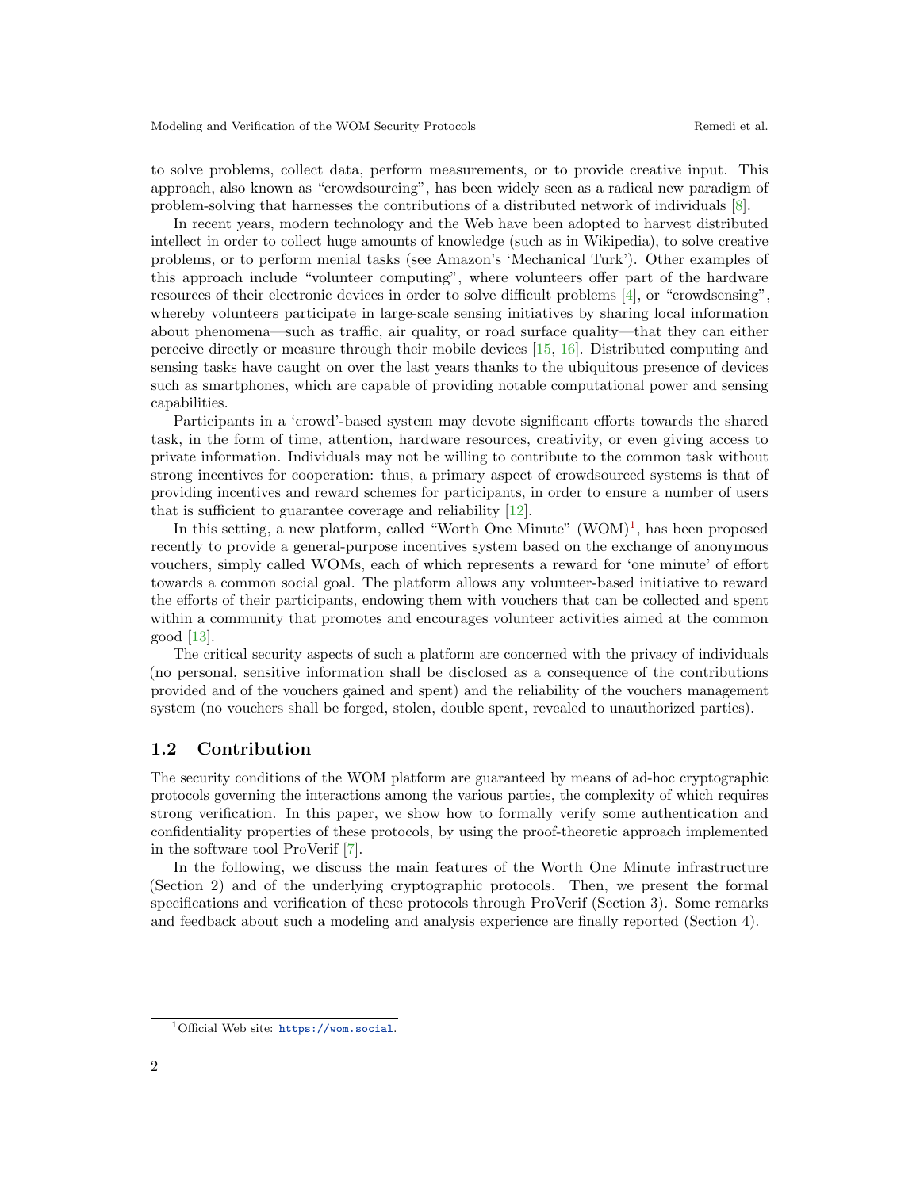to solve problems, collect data, perform measurements, or to provide creative input. This approach, also known as "crowdsourcing", has been widely seen as a radical new paradigm of problem-solving that harnesses the contributions of a distributed network of individuals [8].

In recent years, modern technology and the Web have been adopted to harvest distributed intellect in order to collect huge amounts of knowledge (such as in Wikipedia), to solve creative problems, or to perform menial tasks (see Amazon's 'Mechanical Turk'). Other examples of this approach include "volunteer computing", where volunteers offer part of the hardware resources of their electronic devices in order to solve difficult problems [4], or "crowdsensing", whereby volunteers participate in large-scale sensing initiatives by sharing local information about phenomena—such as traffic, air quality, or road surface quality—that they can either perceive directly or measure through their mobile devices [15, 16]. Distributed computing and sensing tasks have caught on over the last years thanks to the ubiquitous presence of devices such as smartphones, which are capable of providing notable computational power and sensing capabilities.

Participants in a 'crowd'-based system may devote significant efforts towards the shared task, in the form of time, attention, hardware resources, creativity, or even giving access to private information. Individuals may not be willing to contribute to the common task without strong incentives for cooperation: thus, a primary aspect of crowdsourced systems is that of providing incentives and reward schemes for participants, in order to ensure a number of users that is sufficient to guarantee coverage and reliability [12].

In this setting, a new platform, called "Worth One Minute" (WOM)[1], has been proposed recently to provide a general-purpose incentives system based on the exchange of anonymous vouchers, simply called WOMs, each of which represents a reward for 'one minute' of effort towards a common social goal. The platform allows any volunteer-based initiative to reward the efforts of their participants, endowing them with vouchers that can be collected and spent within a community that promotes and encourages volunteer activities aimed at the common good [13].

The critical security aspects of such a platform are concerned with the privacy of individuals (no personal, sensitive information shall be disclosed as a consequence of the contributions provided and of the vouchers gained and spent) and the reliability of the vouchers management system (no vouchers shall be forged, stolen, double spent, revealed to unauthorized parties).

## 1.2 Contribution

The security conditions of the WOM platform are guaranteed by means of ad-hoc cryptographic protocols governing the interactions among the various parties, the complexity of which requires strong verification. In this paper, we show how to formally verify some authentication and confidentiality properties of these protocols, by using the proof-theoretic approach implemented in the software tool ProVerif [7].

In the following, we discuss the main features of the Worth One Minute infrastructure (Section 2) and of the underlying cryptographic protocols. Then, we present the formal specifications and verification of these protocols through ProVerif (Section 3). Some remarks and feedback about such a modeling and analysis experience are finally reported (Section 4).

[1] Official Web site: https://wom.social.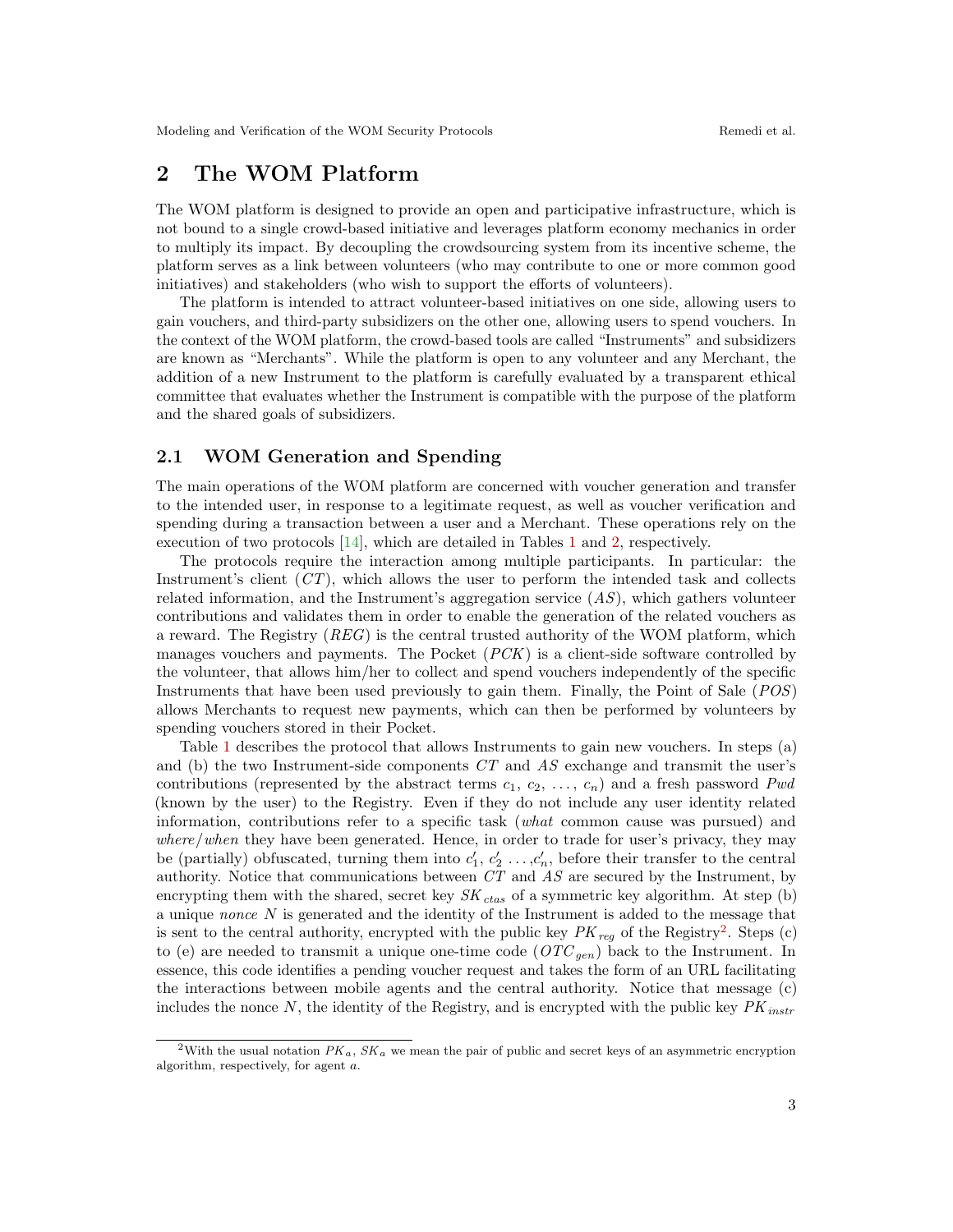## 2 The WOM Platform

The WOM platform is designed to provide an open and participative infrastructure, which is not bound to a single crowd-based initiative and leverages platform economy mechanics in order to multiply its impact. By decoupling the crowdsourcing system from its incentive scheme, the platform serves as a link between volunteers (who may contribute to one or more common good initiatives) and stakeholders (who wish to support the efforts of volunteers).

The platform is intended to attract volunteer-based initiatives on one side, allowing users to gain vouchers, and third-party subsidizers on the other one, allowing users to spend vouchers. In the context of the WOM platform, the crowd-based tools are called "Instruments" and subsidizers are known as "Merchants". While the platform is open to any volunteer and any Merchant, the addition of a new Instrument to the platform is carefully evaluated by a transparent ethical committee that evaluates whether the Instrument is compatible with the purpose of the platform and the shared goals of subsidizers.

### 2.1 WOM Generation and Spending

The main operations of the WOM platform are concerned with voucher generation and transfer to the intended user, in response to a legitimate request, as well as voucher verification and spending during a transaction between a user and a Merchant. These operations rely on the execution of two protocols [14], which are detailed in Tables 1 and 2, respectively.

The protocols require the interaction among multiple participants. In particular: the Instrument's client ($CT$), which allows the user to perform the intended task and collects related information, and the Instrument's aggregation service ($AS$), which gathers volunteer contributions and validates them in order to enable the generation of the related vouchers as a reward. The Registry ($REG$) is the central trusted authority of the WOM platform, which manages vouchers and payments. The Pocket ($PCK$) is a client-side software controlled by the volunteer, that allows him/her to collect and spend vouchers independently of the specific Instruments that have been used previously to gain them. Finally, the Point of Sale ($POS$) allows Merchants to request new payments, which can then be performed by volunteers by spending vouchers stored in their Pocket.

Table 1 describes the protocol that allows Instruments to gain new vouchers. In steps (a) and (b) the two Instrument-side components $CT$ and $AS$ exchange and transmit the user's contributions (represented by the abstract terms $c_1$, $c_2$, ..., $c_n$) and a fresh password $Pwd$ (known by the user) to the Registry. Even if they do not include any user identity related information, contributions refer to a specific task (*what* common cause was pursued) and *where*/*when* they have been generated. Hence, in order to trade for user's privacy, they may be (partially) obfuscated, turning them into $c'_1$, $c'_2$ ...,$c'_n$, before their transfer to the central authority. Notice that communications between $CT$ and $AS$ are secured by the Instrument, by encrypting them with the shared, secret key $SK_{ctas}$ of a symmetric key algorithm. At step (b) a unique *nonce* $N$ is generated and the identity of the Instrument is added to the message that is sent to the central authority, encrypted with the public key $PK_{reg}$ of the Registry[2]. Steps (c) to (e) are needed to transmit a unique one-time code ($OTC_{gen}$) back to the Instrument. In essence, this code identifies a pending voucher request and takes the form of an URL facilitating the interactions between mobile agents and the central authority. Notice that message (c) includes the nonce $N$, the identity of the Registry, and is encrypted with the public key $PK_{instr}$

[2] With the usual notation $PK_a$, $SK_a$ we mean the pair of public and secret keys of an asymmetric encryption algorithm, respectively, for agent $a$.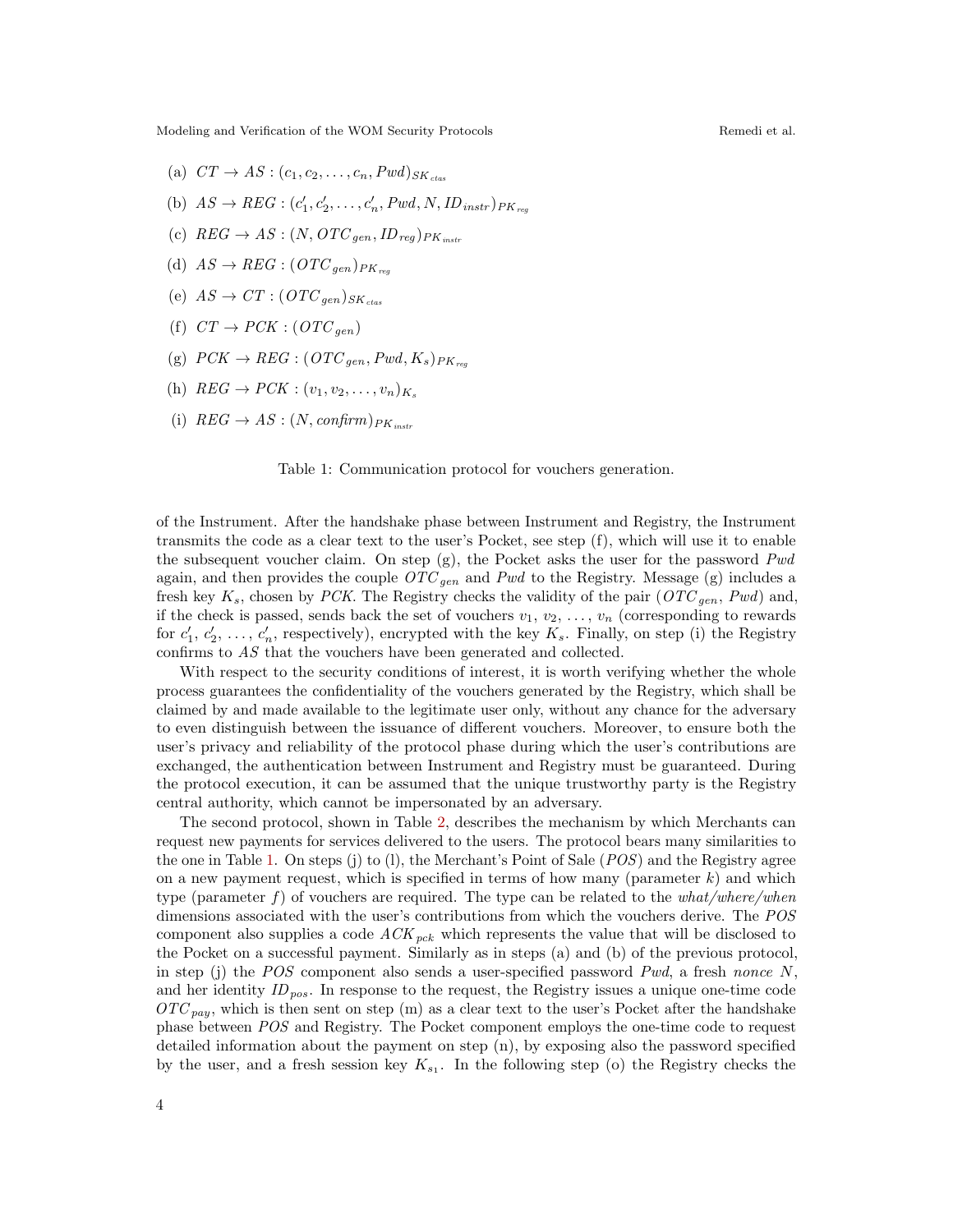(a) $CT \rightarrow AS : (c_1, c_2, \ldots, c_n, Pwd)_{SK_{ctas}}$

(b) $AS \rightarrow REG : (c'_1, c'_2, \ldots, c'_n, Pwd, N, ID_{instr})_{PK_{reg}}$

(c) $REG \rightarrow AS : (N, OTC_{gen}, ID_{reg})_{PK_{instr}}$

(d) $AS \rightarrow REG : (OTC_{gen})_{PK_{reg}}$

(e) $AS \rightarrow CT : (OTC_{gen})_{SK_{ctas}}$

(f) $CT \rightarrow PCK : (OTC_{gen})$

(g) $PCK \rightarrow REG : (OTC_{gen}, Pwd, K_s)_{PK_{reg}}$

(h) $REG \rightarrow PCK : (v_1, v_2, \ldots, v_n)_{K_s}$

(i) $REG \rightarrow AS : (N, \mathit{confirm})_{PK_{instr}}$

Table 1: Communication protocol for vouchers generation.

of the Instrument. After the handshake phase between Instrument and Registry, the Instrument transmits the code as a clear text to the user's Pocket, see step (f), which will use it to enable the subsequent voucher claim. On step (g), the Pocket asks the user for the password $Pwd$ again, and then provides the couple $OTC_{gen}$ and $Pwd$ to the Registry. Message (g) includes a fresh key $K_s$, chosen by $PCK$. The Registry checks the validity of the pair ($OTC_{gen}$, $Pwd$) and, if the check is passed, sends back the set of vouchers $v_1$, $v_2$, ..., $v_n$ (corresponding to rewards for $c'_1$, $c'_2$, ..., $c'_n$, respectively), encrypted with the key $K_s$. Finally, on step (i) the Registry confirms to $AS$ that the vouchers have been generated and collected.

With respect to the security conditions of interest, it is worth verifying whether the whole process guarantees the confidentiality of the vouchers generated by the Registry, which shall be claimed by and made available to the legitimate user only, without any chance for the adversary to even distinguish between the issuance of different vouchers. Moreover, to ensure both the user's privacy and reliability of the protocol phase during which the user's contributions are exchanged, the authentication between Instrument and Registry must be guaranteed. During the protocol execution, it can be assumed that the unique trustworthy party is the Registry central authority, which cannot be impersonated by an adversary.

The second protocol, shown in Table 2, describes the mechanism by which Merchants can request new payments for services delivered to the users. The protocol bears many similarities to the one in Table 1. On steps (j) to (l), the Merchant's Point of Sale ($POS$) and the Registry agree on a new payment request, which is specified in terms of how many (parameter $k$) and which type (parameter $f$) of vouchers are required. The type can be related to the *what/where/when* dimensions associated with the user's contributions from which the vouchers derive. The $POS$ component also supplies a code $ACK_{pck}$ which represents the value that will be disclosed to the Pocket on a successful payment. Similarly as in steps (a) and (b) of the previous protocol, in step (j) the $POS$ component also sends a user-specified password $Pwd$, a fresh *nonce* $N$, and her identity $ID_{pos}$. In response to the request, the Registry issues a unique one-time code $OTC_{pay}$, which is then sent on step (m) as a clear text to the user's Pocket after the handshake phase between $POS$ and Registry. The Pocket component employs the one-time code to request detailed information about the payment on step (n), by exposing also the password specified by the user, and a fresh session key $K_{s_1}$. In the following step (o) the Registry checks the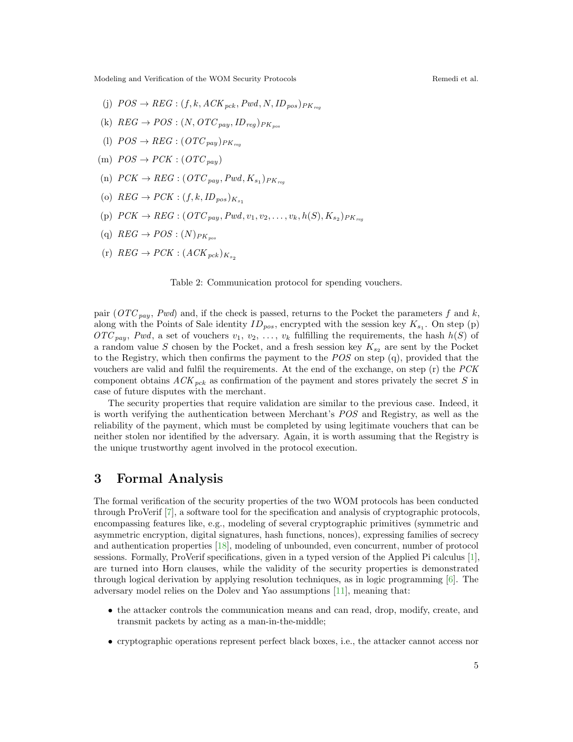(j) $POS \rightarrow REG : (f, k, ACK_{pck}, Pwd, N, ID_{pos})_{PK_{reg}}$

(k) $REG \rightarrow POS : (N, OTC_{pay}, ID_{reg})_{PK_{pos}}$

(l) $POS \rightarrow REG : (OTC_{pay})_{PK_{reg}}$

(m) $POS \rightarrow PCK : (OTC_{pay})$

(n) $PCK \rightarrow REG : (OTC_{pay}, Pwd, K_{s_1})_{PK_{reg}}$

(o) $REG \rightarrow PCK : (f, k, ID_{pos})_{K_{s_1}}$

(p) $PCK \rightarrow REG : (OTC_{pay}, Pwd, v_1, v_2, \ldots, v_k, h(S), K_{s_2})_{PK_{reg}}$

(q) $REG \rightarrow POS : (N)_{PK_{pos}}$

(r) $REG \rightarrow PCK : (ACK_{pck})_{K_{s_2}}$

Table 2: Communication protocol for spending vouchers.

pair ($OTC_{pay}$, $Pwd$) and, if the check is passed, returns to the Pocket the parameters $f$ and $k$, along with the Points of Sale identity $ID_{pos}$, encrypted with the session key $K_{s_1}$. On step (p) $OTC_{pay}$, $Pwd$, a set of vouchers $v_1$, $v_2$, $\ldots$, $v_k$ fulfilling the requirements, the hash $h(S)$ of a random value $S$ chosen by the Pocket, and a fresh session key $K_{s_2}$ are sent by the Pocket to the Registry, which then confirms the payment to the $POS$ on step (q), provided that the vouchers are valid and fulfil the requirements. At the end of the exchange, on step (r) the $PCK$ component obtains $ACK_{pck}$ as confirmation of the payment and stores privately the secret $S$ in case of future disputes with the merchant.

The security properties that require validation are similar to the previous case. Indeed, it is worth verifying the authentication between Merchant's $POS$ and Registry, as well as the reliability of the payment, which must be completed by using legitimate vouchers that can be neither stolen nor identified by the adversary. Again, it is worth assuming that the Registry is the unique trustworthy agent involved in the protocol execution.

# 3 Formal Analysis

The formal verification of the security properties of the two WOM protocols has been conducted through ProVerif [7], a software tool for the specification and analysis of cryptographic protocols, encompassing features like, e.g., modeling of several cryptographic primitives (symmetric and asymmetric encryption, digital signatures, hash functions, nonces), expressing families of secrecy and authentication properties [18], modeling of unbounded, even concurrent, number of protocol sessions. Formally, ProVerif specifications, given in a typed version of the Applied Pi calculus [1], are turned into Horn clauses, while the validity of the security properties is demonstrated through logical derivation by applying resolution techniques, as in logic programming [6]. The adversary model relies on the Dolev and Yao assumptions [11], meaning that:

- the attacker controls the communication means and can read, drop, modify, create, and transmit packets by acting as a man-in-the-middle;
- cryptographic operations represent perfect black boxes, i.e., the attacker cannot access nor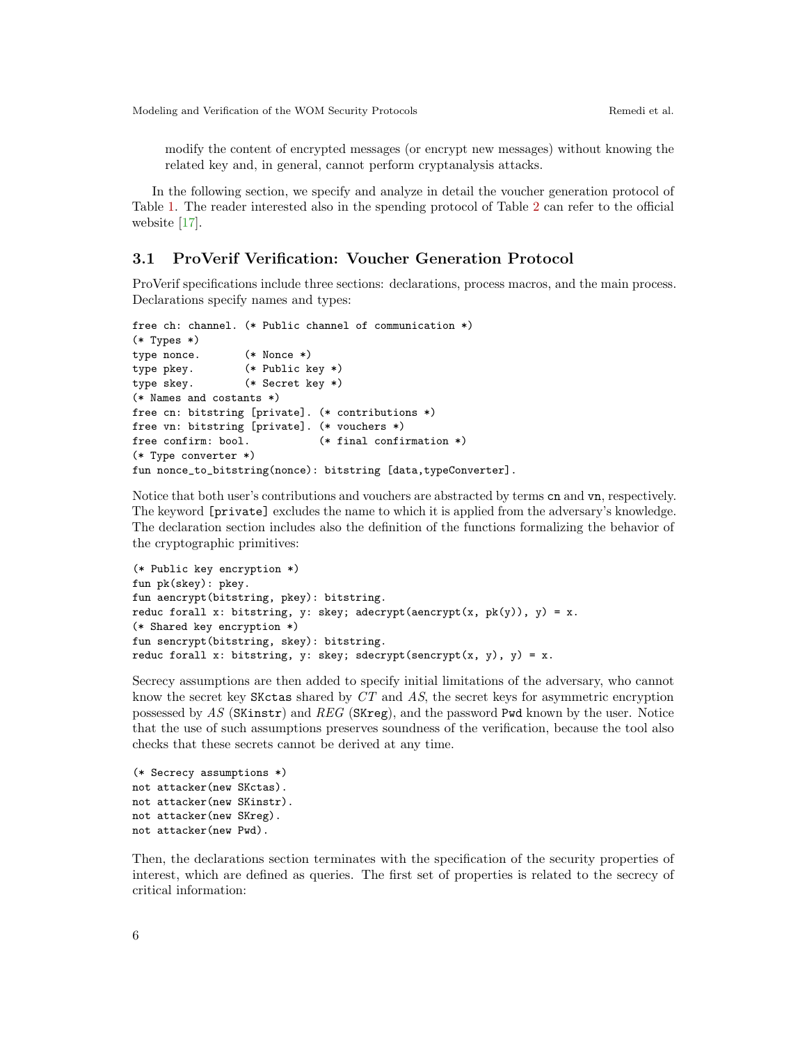modify the content of encrypted messages (or encrypt new messages) without knowing the related key and, in general, cannot perform cryptanalysis attacks.

In the following section, we specify and analyze in detail the voucher generation protocol of Table 1. The reader interested also in the spending protocol of Table 2 can refer to the official website [17].

### 3.1 ProVerif Verification: Voucher Generation Protocol

ProVerif specifications include three sections: declarations, process macros, and the main process. Declarations specify names and types:

```
free ch: channel. (* Public channel of communication *)
(* Types *)
type nonce.       (* Nonce *)
type pkey.        (* Public key *)
type skey.        (* Secret key *)
(* Names and costants *)
free cn: bitstring [private]. (* contributions *)
free vn: bitstring [private]. (* vouchers *)
free confirm: bool.           (* final confirmation *)
(* Type converter *)
fun nonce_to_bitstring(nonce): bitstring [data,typeConverter].
```

Notice that both user's contributions and vouchers are abstracted by terms `cn` and `vn`, respectively. The keyword `[private]` excludes the name to which it is applied from the adversary's knowledge. The declaration section includes also the definition of the functions formalizing the behavior of the cryptographic primitives:

```
(* Public key encryption *)
fun pk(skey): pkey.
fun aencrypt(bitstring, pkey): bitstring.
reduc forall x: bitstring, y: skey; adecrypt(aencrypt(x, pk(y)), y) = x.
(* Shared key encryption *)
fun sencrypt(bitstring, skey): bitstring.
reduc forall x: bitstring, y: skey; sdecrypt(sencrypt(x, y), y) = x.
```

Secrecy assumptions are then added to specify initial limitations of the adversary, who cannot know the secret key `SKctas` shared by *CT* and *AS*, the secret keys for asymmetric encryption possessed by *AS* (`SKinstr`) and *REG* (`SKreg`), and the password `Pwd` known by the user. Notice that the use of such assumptions preserves soundness of the verification, because the tool also checks that these secrets cannot be derived at any time.

```
(* Secrecy assumptions *)
not attacker(new SKctas).
not attacker(new SKinstr).
not attacker(new SKreg).
not attacker(new Pwd).
```

Then, the declarations section terminates with the specification of the security properties of interest, which are defined as queries. The first set of properties is related to the secrecy of critical information: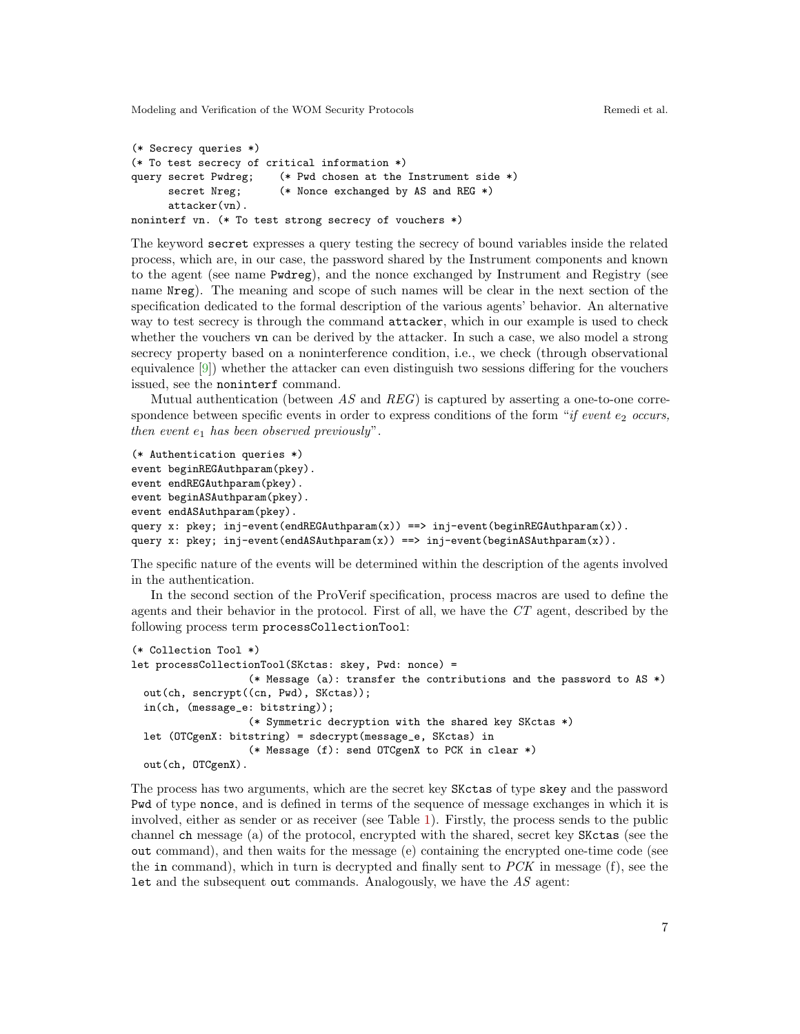```
(* Secrecy queries *)
(* To test secrecy of critical information *)
query secret Pwdreg;    (* Pwd chosen at the Instrument side *)
      secret Nreg;      (* Nonce exchanged by AS and REG *)
      attacker(vn).
noninterf vn. (* To test strong secrecy of vouchers *)
```

The keyword `secret` expresses a query testing the secrecy of bound variables inside the related process, which are, in our case, the password shared by the Instrument components and known to the agent (see name `Pwdreg`), and the nonce exchanged by Instrument and Registry (see name `Nreg`). The meaning and scope of such names will be clear in the next section of the specification dedicated to the formal description of the various agents' behavior. An alternative way to test secrecy is through the command `attacker`, which in our example is used to check whether the vouchers `vn` can be derived by the attacker. In such a case, we also model a strong secrecy property based on a noninterference condition, i.e., we check (through observational equivalence [9]) whether the attacker can even distinguish two sessions differing for the vouchers issued, see the `noninterf` command.

Mutual authentication (between $AS$ and $REG$) is captured by asserting a one-to-one correspondence between specific events in order to express conditions of the form "*if event* $e_2$ *occurs, then event* $e_1$ *has been observed previously*".

```
(* Authentication queries *)
event beginREGAuthparam(pkey).
event endREGAuthparam(pkey).
event beginASAuthparam(pkey).
event endASAuthparam(pkey).
query x: pkey; inj-event(endREGAuthparam(x)) ==> inj-event(beginREGAuthparam(x)).
query x: pkey; inj-event(endASAuthparam(x)) ==> inj-event(beginASAuthparam(x)).
```

The specific nature of the events will be determined within the description of the agents involved in the authentication.

In the second section of the ProVerif specification, process macros are used to define the agents and their behavior in the protocol. First of all, we have the $CT$ agent, described by the following process term `processCollectionTool`:

```
(* Collection Tool *)
let processCollectionTool(SKctas: skey, Pwd: nonce) =
                  (* Message (a): transfer the contributions and the password to AS *)
  out(ch, sencrypt((cn, Pwd), SKctas));
  in(ch, (message_e: bitstring));
                  (* Symmetric decryption with the shared key SKctas *)
  let (OTCgenX: bitstring) = sdecrypt(message_e, SKctas) in
                  (* Message (f): send OTCgenX to PCK in clear *)
  out(ch, OTCgenX).
```

The process has two arguments, which are the secret key `SKctas` of type `skey` and the password `Pwd` of type `nonce`, and is defined in terms of the sequence of message exchanges in which it is involved, either as sender or as receiver (see Table 1). Firstly, the process sends to the public channel `ch` message (a) of the protocol, encrypted with the shared, secret key `SKctas` (see the `out` command), and then waits for the message (e) containing the encrypted one-time code (see the `in` command), which in turn is decrypted and finally sent to $PCK$ in message (f), see the `let` and the subsequent `out` commands. Analogously, we have the $AS$ agent: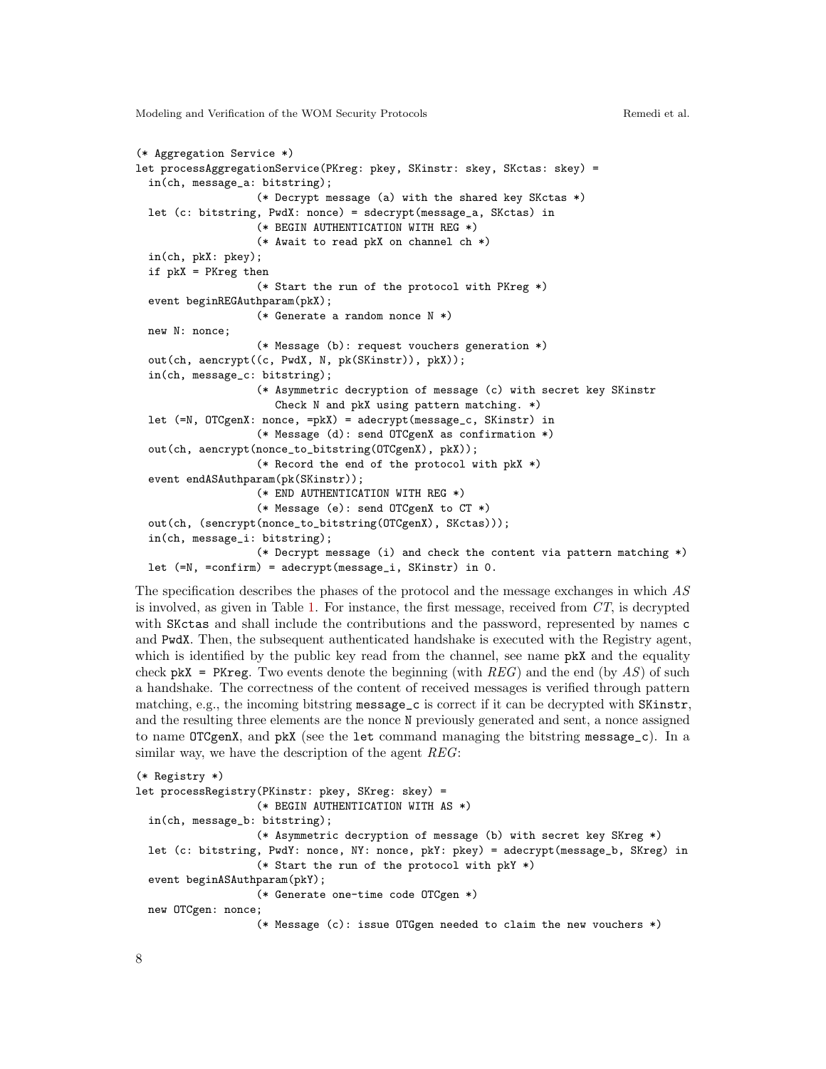```
(* Aggregation Service *)
let processAggregationService(PKreg: pkey, SKinstr: skey, SKctas: skey) =
  in(ch, message_a: bitstring);
                  (* Decrypt message (a) with the shared key SKctas *)
  let (c: bitstring, PwdX: nonce) = sdecrypt(message_a, SKctas) in
                  (* BEGIN AUTHENTICATION WITH REG *)
                  (* Await to read pkX on channel ch *)
  in(ch, pkX: pkey);
  if pkX = PKreg then
                  (* Start the run of the protocol with PKreg *)
  event beginREGAuthparam(pkX);
                  (* Generate a random nonce N *)
  new N: nonce;
                  (* Message (b): request vouchers generation *)
  out(ch, aencrypt((c, PwdX, N, pk(SKinstr)), pkX));
  in(ch, message_c: bitstring);
                  (* Asymmetric decryption of message (c) with secret key SKinstr
                     Check N and pkX using pattern matching. *)
  let (=N, OTCgenX: nonce, =pkX) = adecrypt(message_c, SKinstr) in
                  (* Message (d): send OTCgenX as confirmation *)
  out(ch, aencrypt(nonce_to_bitstring(OTCgenX), pkX));
                  (* Record the end of the protocol with pkX *)
  event endASAuthparam(pk(SKinstr));
                  (* END AUTHENTICATION WITH REG *)
                  (* Message (e): send OTCgenX to CT *)
  out(ch, (sencrypt(nonce_to_bitstring(OTCgenX), SKctas)));
  in(ch, message_i: bitstring);
                  (* Decrypt message (i) and check the content via pattern matching *)
  let (=N, =confirm) = adecrypt(message_i, SKinstr) in 0.
```

The specification describes the phases of the protocol and the message exchanges in which *AS* is involved, as given in Table 1. For instance, the first message, received from *CT*, is decrypted with SKctas and shall include the contributions and the password, represented by names c and PwdX. Then, the subsequent authenticated handshake is executed with the Registry agent, which is identified by the public key read from the channel, see name pkX and the equality check pkX = PKreg. Two events denote the beginning (with *REG*) and the end (by *AS*) of such a handshake. The correctness of the content of received messages is verified through pattern matching, e.g., the incoming bitstring message_c is correct if it can be decrypted with SKinstr, and the resulting three elements are the nonce N previously generated and sent, a nonce assigned to name OTCgenX, and pkX (see the let command managing the bitstring message_c). In a similar way, we have the description of the agent *REG*:

```
(* Registry *)
let processRegistry(PKinstr: pkey, SKreg: skey) =
                  (* BEGIN AUTHENTICATION WITH AS *)
  in(ch, message_b: bitstring);
                  (* Asymmetric decryption of message (b) with secret key SKreg *)
  let (c: bitstring, PwdY: nonce, NY: nonce, pkY: pkey) = adecrypt(message_b, SKreg) in
                  (* Start the run of the protocol with pkY *)
  event beginASAuthparam(pkY);
                  (* Generate one-time code OTCgen *)
  new OTCgen: nonce;
                  (* Message (c): issue OTGgen needed to claim the new vouchers *)
```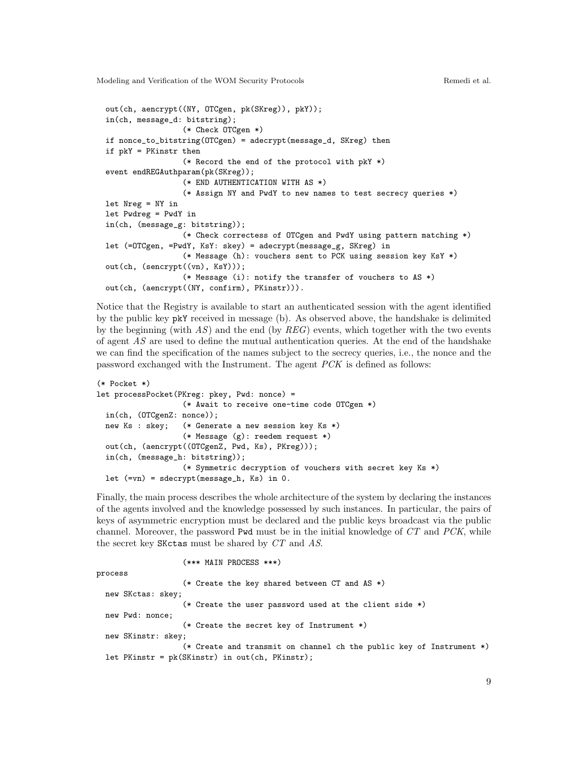```
  out(ch, aencrypt((NY, OTCgen, pk(SKreg)), pkY));
  in(ch, message_d: bitstring);
                  (* Check OTCgen *)
  if nonce_to_bitstring(OTCgen) = adecrypt(message_d, SKreg) then
  if pkY = PKinstr then
                  (* Record the end of the protocol with pkY *)
  event endREGAuthparam(pk(SKreg));
                  (* END AUTHENTICATION WITH AS *)
                  (* Assign NY and PwdY to new names to test secrecy queries *)
  let Nreg = NY in
  let Pwdreg = PwdY in
  in(ch, (message_g: bitstring));
                  (* Check correctess of OTCgen and PwdY using pattern matching *)
  let (=OTCgen, =PwdY, KsY: skey) = adecrypt(message_g, SKreg) in
                  (* Message (h): vouchers sent to PCK using session key KsY *)
  out(ch, (sencrypt((vn), KsY)));
                  (* Message (i): notify the transfer of vouchers to AS *)
  out(ch, (aencrypt((NY, confirm), PKinstr))).
```

Notice that the Registry is available to start an authenticated session with the agent identified by the public key `pkY` received in message (b). As observed above, the handshake is delimited by the beginning (with *AS*) and the end (by *REG*) events, which together with the two events of agent *AS* are used to define the mutual authentication queries. At the end of the handshake we can find the specification of the names subject to the secrecy queries, i.e., the nonce and the password exchanged with the Instrument. The agent *PCK* is defined as follows:

```
(* Pocket *)
let processPocket(PKreg: pkey, Pwd: nonce) =
                  (* Await to receive one-time code OTCgen *)
  in(ch, (OTCgenZ: nonce));
  new Ks : skey;   (* Generate a new session key Ks *)
                  (* Message (g): reedem request *)
  out(ch, (aencrypt((OTCgenZ, Pwd, Ks), PKreg)));
  in(ch, (message_h: bitstring));
                  (* Symmetric decryption of vouchers with secret key Ks *)
  let (=vn) = sdecrypt(message_h, Ks) in 0.
```

Finally, the main process describes the whole architecture of the system by declaring the instances of the agents involved and the knowledge possessed by such instances. In particular, the pairs of keys of asymmetric encryption must be declared and the public keys broadcast via the public channel. Moreover, the password `Pwd` must be in the initial knowledge of *CT* and *PCK*, while the secret key `SKctas` must be shared by *CT* and *AS*.

```
                  (*** MAIN PROCESS ***)
process
                  (* Create the key shared between CT and AS *)
  new SKctas: skey;
                  (* Create the user password used at the client side *)
  new Pwd: nonce;
                  (* Create the secret key of Instrument *)
  new SKinstr: skey;
                  (* Create and transmit on channel ch the public key of Instrument *)
  let PKinstr = pk(SKinstr) in out(ch, PKinstr);
```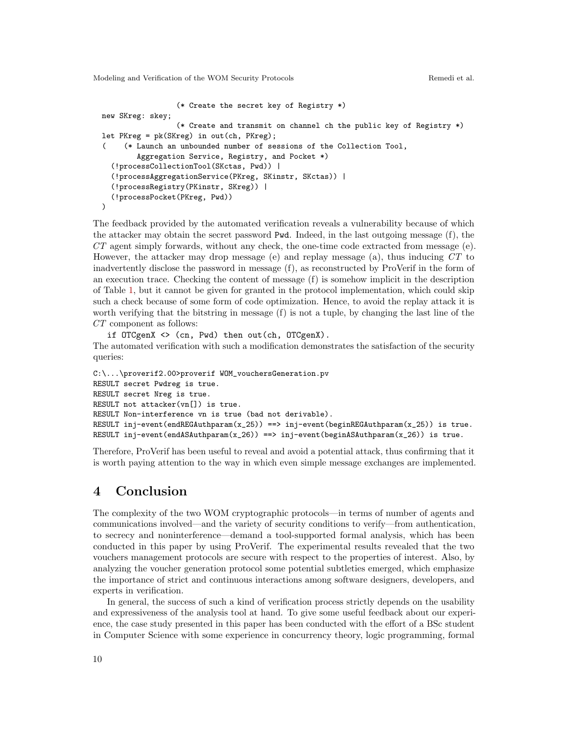```
                    (* Create the secret key of Registry *)
  new SKreg: skey;
                    (* Create and transmit on channel ch the public key of Registry *)
  let PKreg = pk(SKreg) in out(ch, PKreg);
  (     (* Launch an unbounded number of sessions of the Collection Tool,
           Aggregation Service, Registry, and Pocket *)
    (!processCollectionTool(SKctas, Pwd)) |
    (!processAggregationService(PKreg, SKinstr, SKctas)) |
    (!processRegistry(PKinstr, SKreg)) |
    (!processPocket(PKreg, Pwd))
  )
```

The feedback provided by the automated verification reveals a vulnerability because of which the attacker may obtain the secret password `Pwd`. Indeed, in the last outgoing message (f), the *CT* agent simply forwards, without any check, the one-time code extracted from message (e). However, the attacker may drop message (e) and replay message (a), thus inducing *CT* to inadvertently disclose the password in message (f), as reconstructed by ProVerif in the form of an execution trace. Checking the content of message (f) is somehow implicit in the description of Table 1, but it cannot be given for granted in the protocol implementation, which could skip such a check because of some form of code optimization. Hence, to avoid the replay attack it is worth verifying that the bitstring in message (f) is not a tuple, by changing the last line of the *CT* component as follows:

```
if OTCgenX <> (cn, Pwd) then out(ch, OTCgenX).
```

The automated verification with such a modification demonstrates the satisfaction of the security queries:

```
C:\...\proverif2.00>proverif WOM_vouchersGeneration.pv
RESULT secret Pwdreg is true.
RESULT secret Nreg is true.
RESULT not attacker(vn[]) is true.
RESULT Non-interference vn is true (bad not derivable).
RESULT inj-event(endREGAuthparam(x_25)) ==> inj-event(beginREGAuthparam(x_25)) is true.
RESULT inj-event(endASAuthparam(x_26)) ==> inj-event(beginASAuthparam(x_26)) is true.
```

Therefore, ProVerif has been useful to reveal and avoid a potential attack, thus confirming that it is worth paying attention to the way in which even simple message exchanges are implemented.

## 4 Conclusion

The complexity of the two WOM cryptographic protocols—in terms of number of agents and communications involved—and the variety of security conditions to verify—from authentication, to secrecy and noninterference—demand a tool-supported formal analysis, which has been conducted in this paper by using ProVerif. The experimental results revealed that the two vouchers management protocols are secure with respect to the properties of interest. Also, by analyzing the voucher generation protocol some potential subtleties emerged, which emphasize the importance of strict and continuous interactions among software designers, developers, and experts in verification.

In general, the success of such a kind of verification process strictly depends on the usability and expressiveness of the analysis tool at hand. To give some useful feedback about our experience, the case study presented in this paper has been conducted with the effort of a BSc student in Computer Science with some experience in concurrency theory, logic programming, formal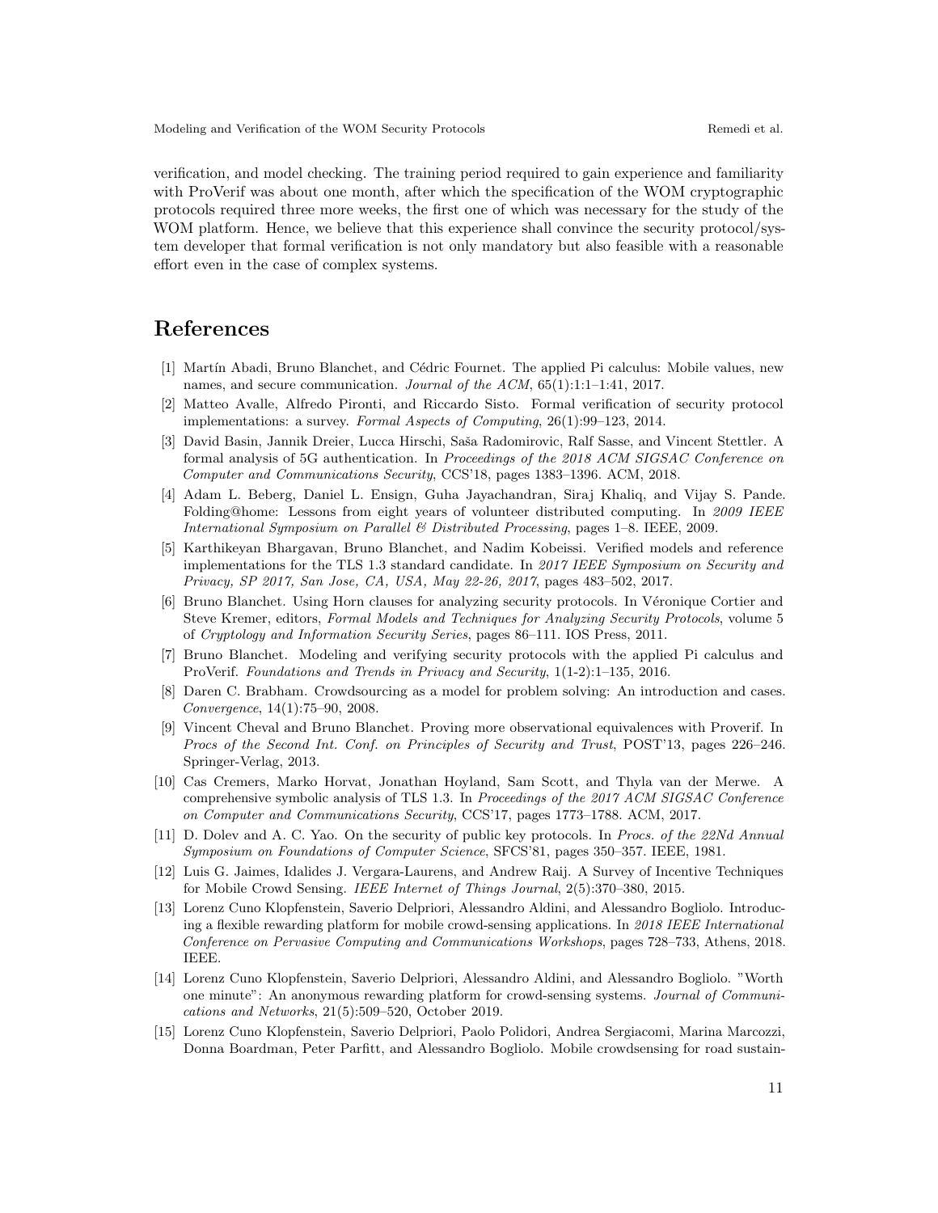verification, and model checking. The training period required to gain experience and familiarity with ProVerif was about one month, after which the specification of the WOM cryptographic protocols required three more weeks, the first one of which was necessary for the study of the WOM platform. Hence, we believe that this experience shall convince the security protocol/system developer that formal verification is not only mandatory but also feasible with a reasonable effort even in the case of complex systems.

# References

[1] Martín Abadi, Bruno Blanchet, and Cédric Fournet. The applied Pi calculus: Mobile values, new names, and secure communication. *Journal of the ACM*, 65(1):1:1–1:41, 2017.

[2] Matteo Avalle, Alfredo Pironti, and Riccardo Sisto. Formal verification of security protocol implementations: a survey. *Formal Aspects of Computing*, 26(1):99–123, 2014.

[3] David Basin, Jannik Dreier, Lucca Hirschi, Saša Radomirovic, Ralf Sasse, and Vincent Stettler. A formal analysis of 5G authentication. In *Proceedings of the 2018 ACM SIGSAC Conference on Computer and Communications Security*, CCS'18, pages 1383–1396. ACM, 2018.

[4] Adam L. Beberg, Daniel L. Ensign, Guha Jayachandran, Siraj Khaliq, and Vijay S. Pande. Folding@home: Lessons from eight years of volunteer distributed computing. In *2009 IEEE International Symposium on Parallel & Distributed Processing*, pages 1–8. IEEE, 2009.

[5] Karthikeyan Bhargavan, Bruno Blanchet, and Nadim Kobeissi. Verified models and reference implementations for the TLS 1.3 standard candidate. In *2017 IEEE Symposium on Security and Privacy, SP 2017, San Jose, CA, USA, May 22-26, 2017*, pages 483–502, 2017.

[6] Bruno Blanchet. Using Horn clauses for analyzing security protocols. In Véronique Cortier and Steve Kremer, editors, *Formal Models and Techniques for Analyzing Security Protocols*, volume 5 of *Cryptology and Information Security Series*, pages 86–111. IOS Press, 2011.

[7] Bruno Blanchet. Modeling and verifying security protocols with the applied Pi calculus and ProVerif. *Foundations and Trends in Privacy and Security*, 1(1-2):1–135, 2016.

[8] Daren C. Brabham. Crowdsourcing as a model for problem solving: An introduction and cases. *Convergence*, 14(1):75–90, 2008.

[9] Vincent Cheval and Bruno Blanchet. Proving more observational equivalences with Proverif. In *Procs of the Second Int. Conf. on Principles of Security and Trust*, POST'13, pages 226–246. Springer-Verlag, 2013.

[10] Cas Cremers, Marko Horvat, Jonathan Hoyland, Sam Scott, and Thyla van der Merwe. A comprehensive symbolic analysis of TLS 1.3. In *Proceedings of the 2017 ACM SIGSAC Conference on Computer and Communications Security*, CCS'17, pages 1773–1788. ACM, 2017.

[11] D. Dolev and A. C. Yao. On the security of public key protocols. In *Procs. of the 22Nd Annual Symposium on Foundations of Computer Science*, SFCS'81, pages 350–357. IEEE, 1981.

[12] Luis G. Jaimes, Idalides J. Vergara-Laurens, and Andrew Raij. A Survey of Incentive Techniques for Mobile Crowd Sensing. *IEEE Internet of Things Journal*, 2(5):370–380, 2015.

[13] Lorenz Cuno Klopfenstein, Saverio Delpriori, Alessandro Aldini, and Alessandro Bogliolo. Introducing a flexible rewarding platform for mobile crowd-sensing applications. In *2018 IEEE International Conference on Pervasive Computing and Communications Workshops*, pages 728–733, Athens, 2018. IEEE.

[14] Lorenz Cuno Klopfenstein, Saverio Delpriori, Alessandro Aldini, and Alessandro Bogliolo. "Worth one minute": An anonymous rewarding platform for crowd-sensing systems. *Journal of Communications and Networks*, 21(5):509–520, October 2019.

[15] Lorenz Cuno Klopfenstein, Saverio Delpriori, Paolo Polidori, Andrea Sergiacomi, Marina Marcozzi, Donna Boardman, Peter Parfitt, and Alessandro Bogliolo. Mobile crowdsensing for road sustain-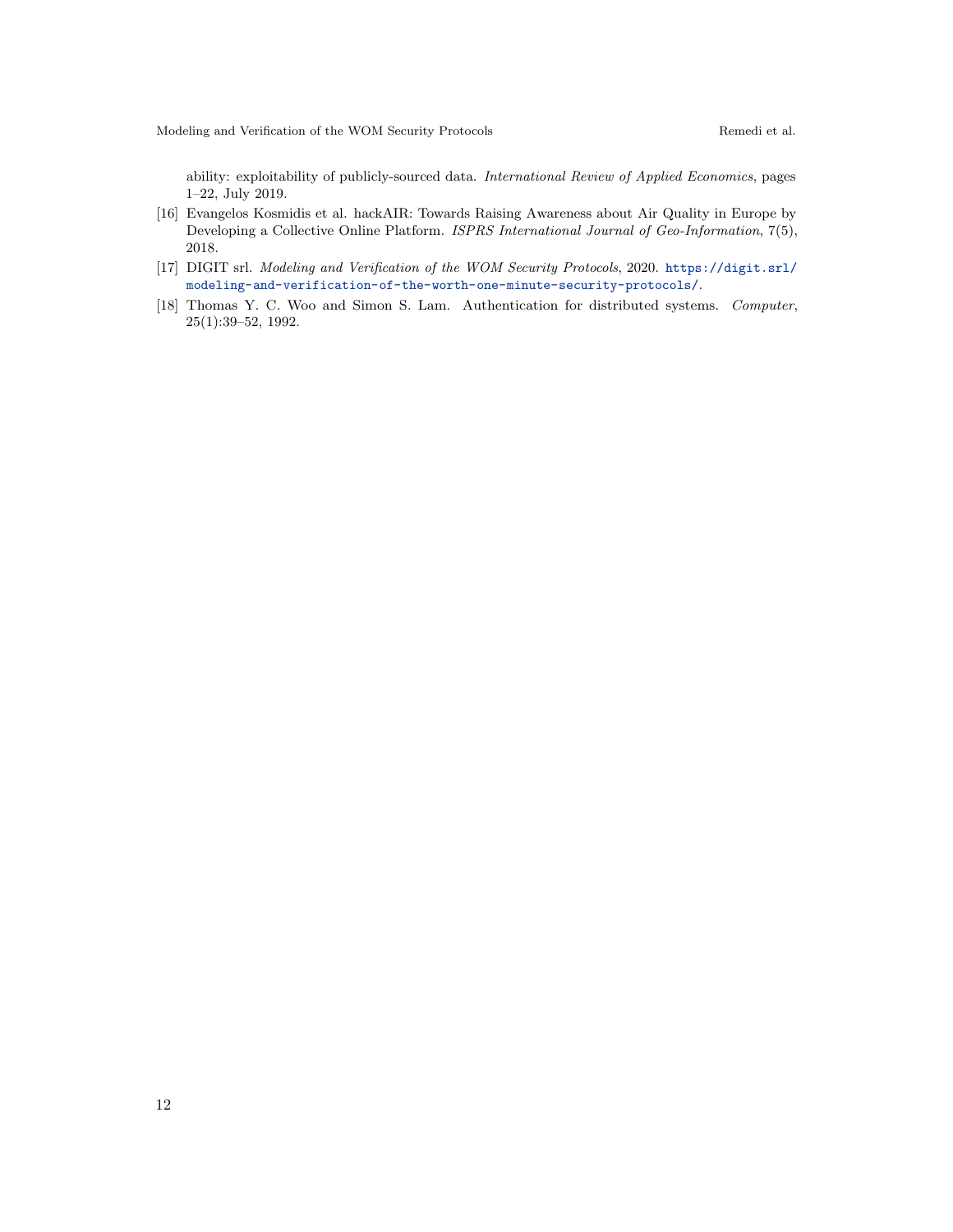ability: exploitability of publicly-sourced data. *International Review of Applied Economics*, pages 1–22, July 2019.

[16] Evangelos Kosmidis et al. hackAIR: Towards Raising Awareness about Air Quality in Europe by Developing a Collective Online Platform. *ISPRS International Journal of Geo-Information*, 7(5), 2018.

[17] DIGIT srl. *Modeling and Verification of the WOM Security Protocols*, 2020. https://digit.srl/modeling-and-verification-of-the-worth-one-minute-security-protocols/.

[18] Thomas Y. C. Woo and Simon S. Lam. Authentication for distributed systems. *Computer*, 25(1):39–52, 1992.